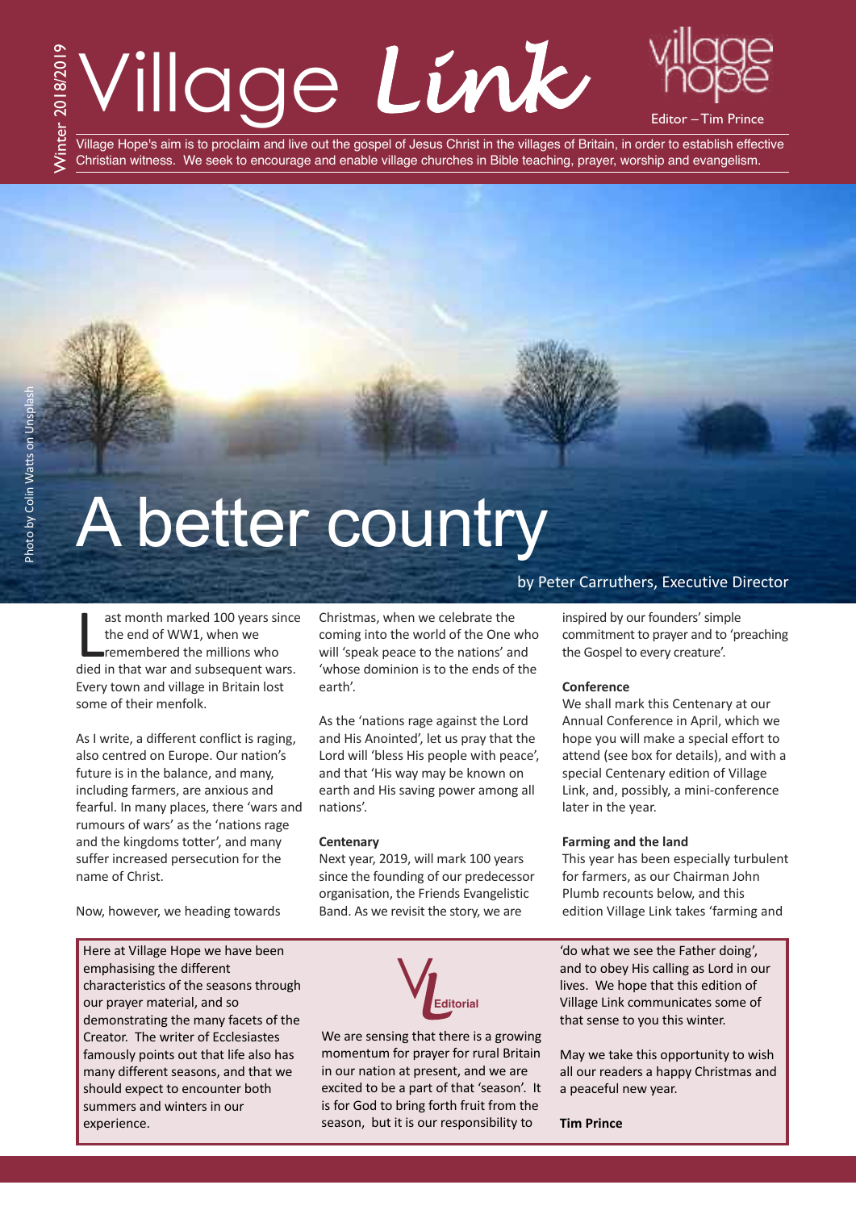# Village *Link*

Winter 2018/2019

Editor – Tim Prince

Village Hope's aim is to proclaim and live out the gospel of Jesus Christ in the villages of Britain, in order to establish effective Christian witness. We seek to encourage and enable village churches in Bible teaching, prayer, worship and evangelism.

Photo by Colin Watts on Unsplash

## A better country

by Peter Carruthers, Executive Director

Last month marked 100 years since the end of WW1, when we remembered the millions who died in that war and subsequent wars. Every town and village in Britain lost some of their menfolk.

As I write, a different conflict is raging, also centred on Europe. Our nation's future is in the balance, and many, including farmers, are anxious and fearful. In many places, there 'wars and rumours of wars' as the 'nations rage and the kingdoms totter', and many suffer increased persecution for the name of Christ.

Now, however, we heading towards Christmas, when we celebrate the coming into the world of the One who will 'speak peace to the nations' and 'whose dominion is to the ends of the earth'.

As the 'nations rage against the Lord and His Anointed', let us pray that the Lord will 'bless His people with peace', and that 'His way may be known on earth and His saving power among all nations'.

**Centenary**

Next year, 2019, will mark 100 years since the founding of our predecessor organisation, the Friends Evangelistic Band. As we revisit the story, we are inspired by our founders' simple commitment to prayer and to 'preaching the Gospel to every creature'.

**Conference**

We shall mark this Centenary at our Annual Conference in April, which we hope you will make a special effort to attend (see box for details), and with a special Centenary edition of Village Link, and, possibly, a mini-conference later in the year.

**Farming and the land**

This year has been especially turbulent for farmers, as our Chairman John Plumb recounts below, and this edition Village Link takes 'farming and

---

**VL Editorial**

Here at Village Hope we have been emphasising the different characteristics of the seasons through our prayer material, and so demonstrating the many facets of the Creator. The writer of Ecclesiastes famously points out that life also has many different seasons, and that we should expect to encounter both summers and winters in our experience.

We are sensing that there is a growing momentum for prayer for rural Britain in our nation at present, and we are excited to be a part of that 'season'. It is for God to bring forth fruit from the season, but it is our responsibility to 'do what we see the Father doing', and to obey His calling as Lord in our lives. We hope that this edition of Village Link communicates some of that sense to you this winter.

May we take this opportunity to wish all our readers a happy Christmas and a peaceful new year.

**Tim Prince**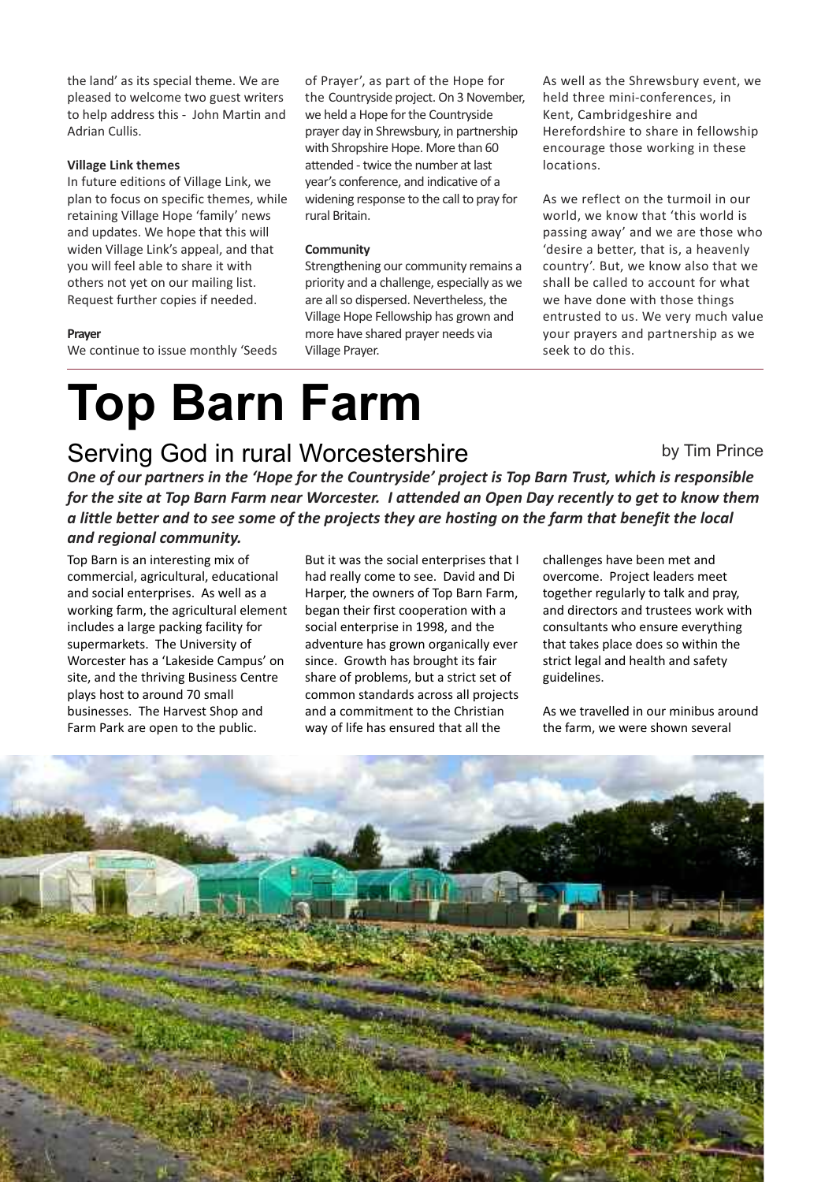the land' as its special theme. We are pleased to welcome two guest writers to help address this - John Martin and Adrian Cullis.

**Village Link themes**

In future editions of Village Link, we plan to focus on specific themes, while retaining Village Hope 'family' news and updates. We hope that this will widen Village Link's appeal, and that you will feel able to share it with others not yet on our mailing list. Request further copies if needed.

**Prayer**

We continue to issue monthly 'Seeds of Prayer', as part of the Hope for the Countryside project. On 3 November, we held a Hope for the Countryside prayer day in Shrewsbury, in partnership with Shropshire Hope. More than 60 attended - twice the number at last year's conference, and indicative of a widening response to the call to pray for rural Britain.

**Community**

Strengthening our community remains a priority and a challenge, especially as we are all so dispersed. Nevertheless, the Village Hope Fellowship has grown and more have shared prayer needs via Village Prayer.

As well as the Shrewsbury event, we held three mini-conferences, in Kent, Cambridgeshire and Herefordshire to share in fellowship encourage those working in these locations.

As we reflect on the turmoil in our world, we know that 'this world is passing away' and we are those who 'desire a better, that is, a heavenly country'. But, we know also that we shall be called to account for what we have done with those things entrusted to us. We very much value your prayers and partnership as we seek to do this.

# Top Barn Farm

## Serving God in rural Worcestershire

by Tim Prince

***One of our partners in the 'Hope for the Countryside' project is Top Barn Trust, which is responsible for the site at Top Barn Farm near Worcester. I attended an Open Day recently to get to know them a little better and to see some of the projects they are hosting on the farm that benefit the local and regional community.***

Top Barn is an interesting mix of commercial, agricultural, educational and social enterprises. As well as a working farm, the agricultural element includes a large packing facility for supermarkets. The University of Worcester has a 'Lakeside Campus' on site, and the thriving Business Centre plays host to around 70 small businesses. The Harvest Shop and Farm Park are open to the public.

But it was the social enterprises that I had really come to see. David and Di Harper, the owners of Top Barn Farm, began their first cooperation with a social enterprise in 1998, and the adventure has grown organically ever since. Growth has brought its fair share of problems, but a strict set of common standards across all projects and a commitment to the Christian way of life has ensured that all the challenges have been met and overcome. Project leaders meet together regularly to talk and pray, and directors and trustees work with consultants who ensure everything that takes place does so within the strict legal and health and safety guidelines.

As we travelled in our minibus around the farm, we were shown several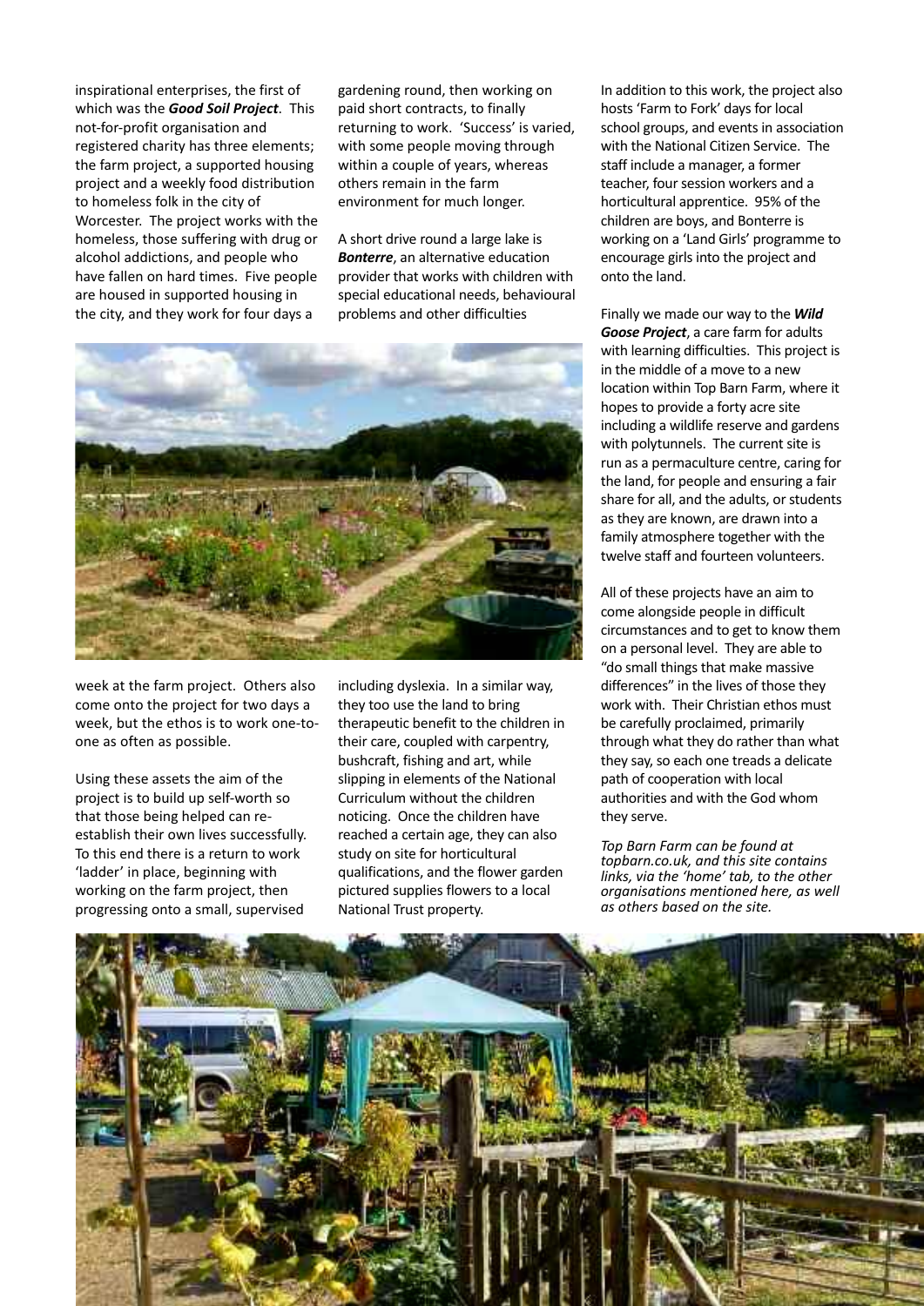inspirational enterprises, the first of which was the ***Good Soil Project***. This not-for-profit organisation and registered charity has three elements; the farm project, a supported housing project and a weekly food distribution to homeless folk in the city of Worcester. The project works with the homeless, those suffering with drug or alcohol addictions, and people who have fallen on hard times. Five people are housed in supported housing in the city, and they work for four days a week at the farm project. Others also come onto the project for two days a week, but the ethos is to work one-to-one as often as possible.

Using these assets the aim of the project is to build up self-worth so that those being helped can re-establish their own lives successfully. To this end there is a return to work 'ladder' in place, beginning with working on the farm project, then progressing onto a small, supervised gardening round, then working on paid short contracts, to finally returning to work. 'Success' is varied, with some people moving through within a couple of years, whereas others remain in the farm environment for much longer.

A short drive round a large lake is ***Bonterre***, an alternative education provider that works with children with special educational needs, behavioural problems and other difficulties including dyslexia. In a similar way, they too use the land to bring therapeutic benefit to the children in their care, coupled with carpentry, bushcraft, fishing and art, while slipping in elements of the National Curriculum without the children noticing. Once the children have reached a certain age, they can also study on site for horticultural qualifications, and the flower garden pictured supplies flowers to a local National Trust property.

In addition to this work, the project also hosts 'Farm to Fork' days for local school groups, and events in association with the National Citizen Service. The staff include a manager, a former teacher, four session workers and a horticultural apprentice. 95% of the children are boys, and Bonterre is working on a 'Land Girls' programme to encourage girls into the project and onto the land.

Finally we made our way to the ***Wild Goose Project***, a care farm for adults with learning difficulties. This project is in the middle of a move to a new location within Top Barn Farm, where it hopes to provide a forty acre site including a wildlife reserve and gardens with polytunnels. The current site is run as a permaculture centre, caring for the land, for people and ensuring a fair share for all, and the adults, or students as they are known, are drawn into a family atmosphere together with the twelve staff and fourteen volunteers.

All of these projects have an aim to come alongside people in difficult circumstances and to get to know them on a personal level. They are able to "do small things that make massive differences" in the lives of those they work with. Their Christian ethos must be carefully proclaimed, primarily through what they do rather than what they say, so each one treads a delicate path of cooperation with local authorities and with the God whom they serve.

*Top Barn Farm can be found at topbarn.co.uk, and this site contains links, via the 'home' tab, to the other organisations mentioned here, as well as others based on the site.*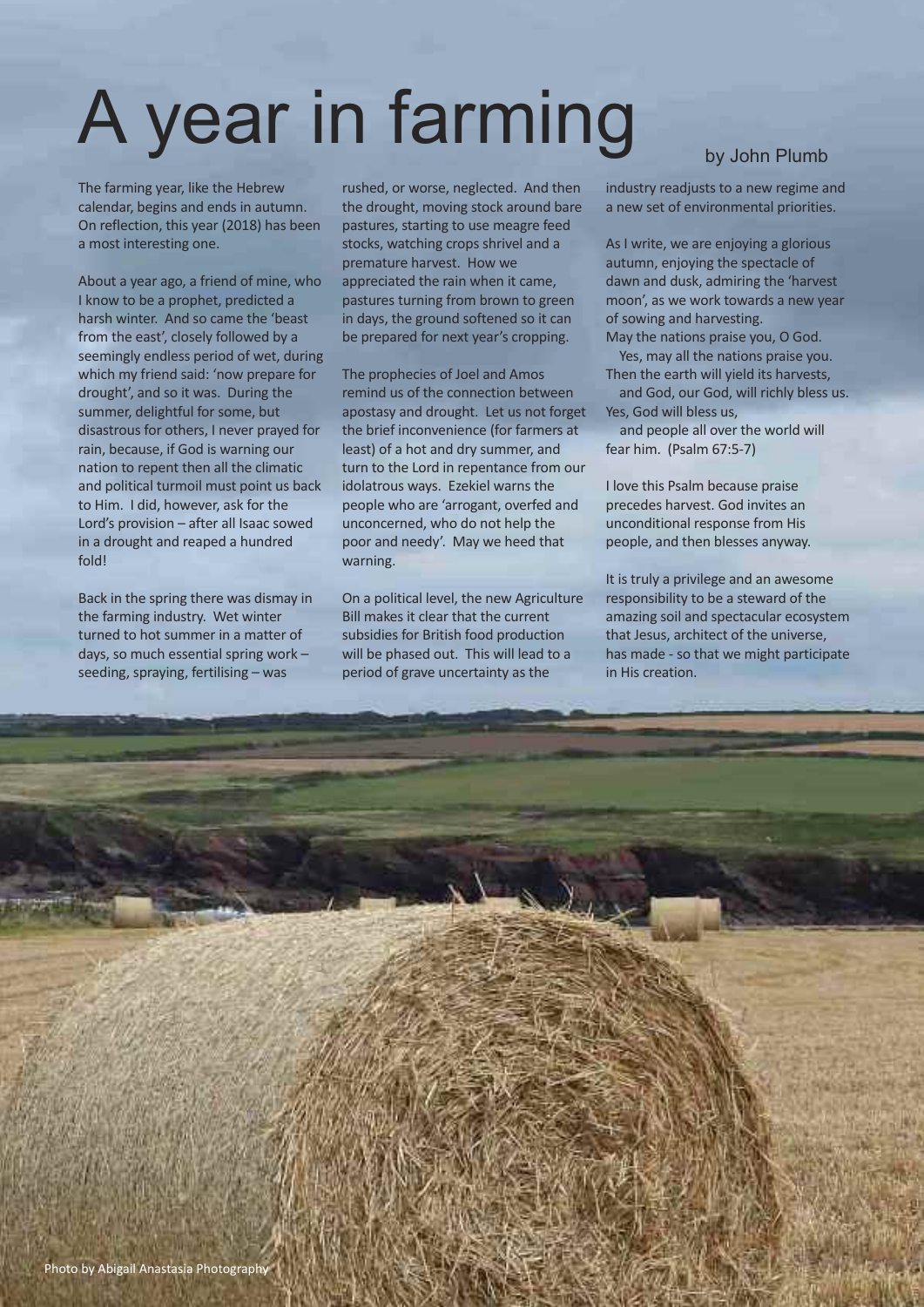# A year in farming

by John Plumb

The farming year, like the Hebrew calendar, begins and ends in autumn. On reflection, this year (2018) has been a most interesting one.

About a year ago, a friend of mine, who I know to be a prophet, predicted a harsh winter. And so came the 'beast from the east', closely followed by a seemingly endless period of wet, during which my friend said: 'now prepare for drought', and so it was. During the summer, delightful for some, but disastrous for others, I never prayed for rain, because, if God is warning our nation to repent then all the climatic and political turmoil must point us back to Him. I did, however, ask for the Lord's provision – after all Isaac sowed in a drought and reaped a hundred fold!

Back in the spring there was dismay in the farming industry. Wet winter turned to hot summer in a matter of days, so much essential spring work – seeding, spraying, fertilising – was rushed, or worse, neglected. And then the drought, moving stock around bare pastures, starting to use meagre feed stocks, watching crops shrivel and a premature harvest. How we appreciated the rain when it came, pastures turning from brown to green in days, the ground softened so it can be prepared for next year's cropping.

The prophecies of Joel and Amos remind us of the connection between apostasy and drought. Let us not forget the brief inconvenience (for farmers at least) of a hot and dry summer, and turn to the Lord in repentance from our idolatrous ways. Ezekiel warns the people who are 'arrogant, overfed and unconcerned, who do not help the poor and needy'. May we heed that warning.

On a political level, the new Agriculture Bill makes it clear that the current subsidies for British food production will be phased out. This will lead to a period of grave uncertainty as the industry readjusts to a new regime and a new set of environmental priorities.

As I write, we are enjoying a glorious autumn, enjoying the spectacle of dawn and dusk, admiring the 'harvest moon', as we work towards a new year of sowing and harvesting.

May the nations praise you, O God.
Yes, may all the nations praise you.
Then the earth will yield its harvests,
and God, our God, will richly bless us.
Yes, God will bless us,
and people all over the world will fear him. (Psalm 67:5-7)

I love this Psalm because praise precedes harvest. God invites an unconditional response from His people, and then blesses anyway.

It is truly a privilege and an awesome responsibility to be a steward of the amazing soil and spectacular ecosystem that Jesus, architect of the universe, has made - so that we might participate in His creation.

Photo by Abigail Anastasia Photography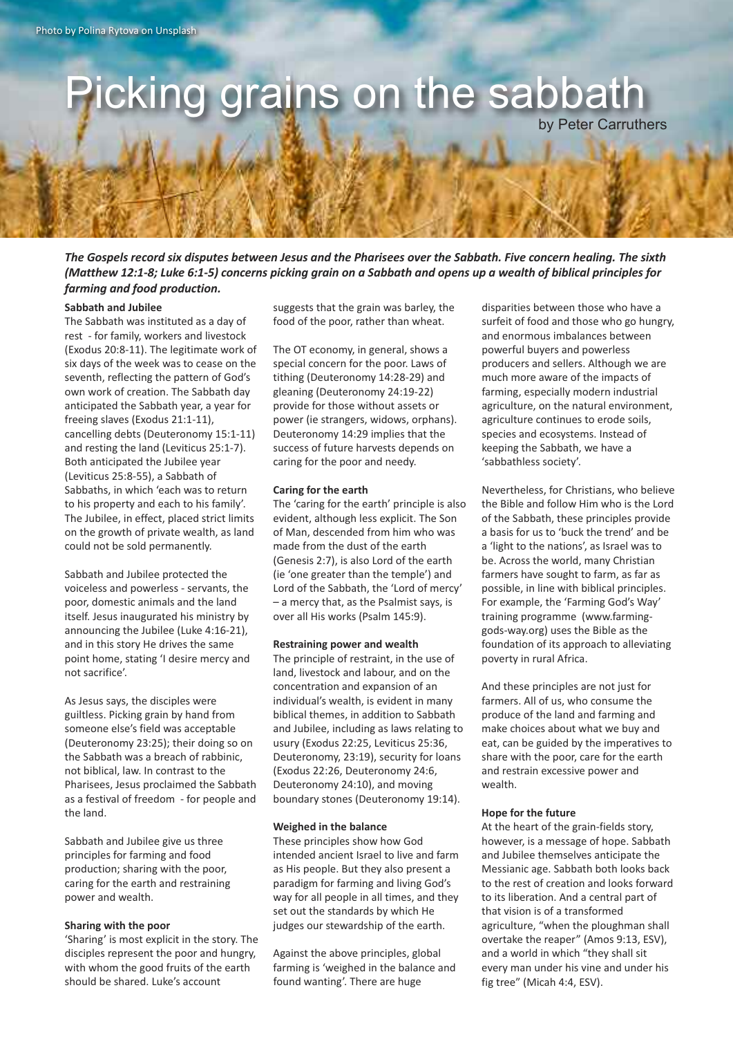Photo by Polina Rytova on Unsplash

# Picking grains on the sabbath

by Peter Carruthers

***The Gospels record six disputes between Jesus and the Pharisees over the Sabbath. Five concern healing. The sixth (Matthew 12:1-8; Luke 6:1-5) concerns picking grain on a Sabbath and opens up a wealth of biblical principles for farming and food production.***

**Sabbath and Jubilee**

The Sabbath was instituted as a day of rest - for family, workers and livestock (Exodus 20:8-11). The legitimate work of six days of the week was to cease on the seventh, reflecting the pattern of God's own work of creation. The Sabbath day anticipated the Sabbath year, a year for freeing slaves (Exodus 21:1-11), cancelling debts (Deuteronomy 15:1-11) and resting the land (Leviticus 25:1-7). Both anticipated the Jubilee year (Leviticus 25:8-55), a Sabbath of Sabbaths, in which 'each was to return to his property and each to his family'. The Jubilee, in effect, placed strict limits on the growth of private wealth, as land could not be sold permanently.

Sabbath and Jubilee protected the voiceless and powerless - servants, the poor, domestic animals and the land itself. Jesus inaugurated his ministry by announcing the Jubilee (Luke 4:16-21), and in this story He drives the same point home, stating 'I desire mercy and not sacrifice'.

As Jesus says, the disciples were guiltless. Picking grain by hand from someone else's field was acceptable (Deuteronomy 23:25); their doing so on the Sabbath was a breach of rabbinic, not biblical, law. In contrast to the Pharisees, Jesus proclaimed the Sabbath as a festival of freedom - for people and the land.

Sabbath and Jubilee give us three principles for farming and food production; sharing with the poor, caring for the earth and restraining power and wealth.

**Sharing with the poor**

'Sharing' is most explicit in the story. The disciples represent the poor and hungry, with whom the good fruits of the earth should be shared. Luke's account suggests that the grain was barley, the food of the poor, rather than wheat.

The OT economy, in general, shows a special concern for the poor. Laws of tithing (Deuteronomy 14:28-29) and gleaning (Deuteronomy 24:19-22) provide for those without assets or power (ie strangers, widows, orphans). Deuteronomy 14:29 implies that the success of future harvests depends on caring for the poor and needy.

**Caring for the earth**

The 'caring for the earth' principle is also evident, although less explicit. The Son of Man, descended from him who was made from the dust of the earth (Genesis 2:7), is also Lord of the earth (ie 'one greater than the temple') and Lord of the Sabbath, the 'Lord of mercy' – a mercy that, as the Psalmist says, is over all His works (Psalm 145:9).

**Restraining power and wealth**

The principle of restraint, in the use of land, livestock and labour, and on the concentration and expansion of an individual's wealth, is evident in many biblical themes, in addition to Sabbath and Jubilee, including as laws relating to usury (Exodus 22:25, Leviticus 25:36, Deuteronomy, 23:19), security for loans (Exodus 22:26, Deuteronomy 24:6, Deuteronomy 24:10), and moving boundary stones (Deuteronomy 19:14).

**Weighed in the balance**

These principles show how God intended ancient Israel to live and farm as His people. But they also present a paradigm for farming and living God's way for all people in all times, and they set out the standards by which He judges our stewardship of the earth.

Against the above principles, global farming is 'weighed in the balance and found wanting'. There are huge disparities between those who have a surfeit of food and those who go hungry, and enormous imbalances between powerful buyers and powerless producers and sellers. Although we are much more aware of the impacts of farming, especially modern industrial agriculture, on the natural environment, agriculture continues to erode soils, species and ecosystems. Instead of keeping the Sabbath, we have a 'sabbathless society'.

Nevertheless, for Christians, who believe the Bible and follow Him who is the Lord of the Sabbath, these principles provide a basis for us to 'buck the trend' and be a 'light to the nations', as Israel was to be. Across the world, many Christian farmers have sought to farm, as far as possible, in line with biblical principles. For example, the 'Farming God's Way' training programme (www.farming-gods-way.org) uses the Bible as the foundation of its approach to alleviating poverty in rural Africa.

And these principles are not just for farmers. All of us, who consume the produce of the land and farming and make choices about what we buy and eat, can be guided by the imperatives to share with the poor, care for the earth and restrain excessive power and wealth.

**Hope for the future**

At the heart of the grain-fields story, however, is a message of hope. Sabbath and Jubilee themselves anticipate the Messianic age. Sabbath both looks back to the rest of creation and looks forward to its liberation. And a central part of that vision is of a transformed agriculture, "when the ploughman shall overtake the reaper" (Amos 9:13, ESV), and a world in which "they shall sit every man under his vine and under his fig tree" (Micah 4:4, ESV).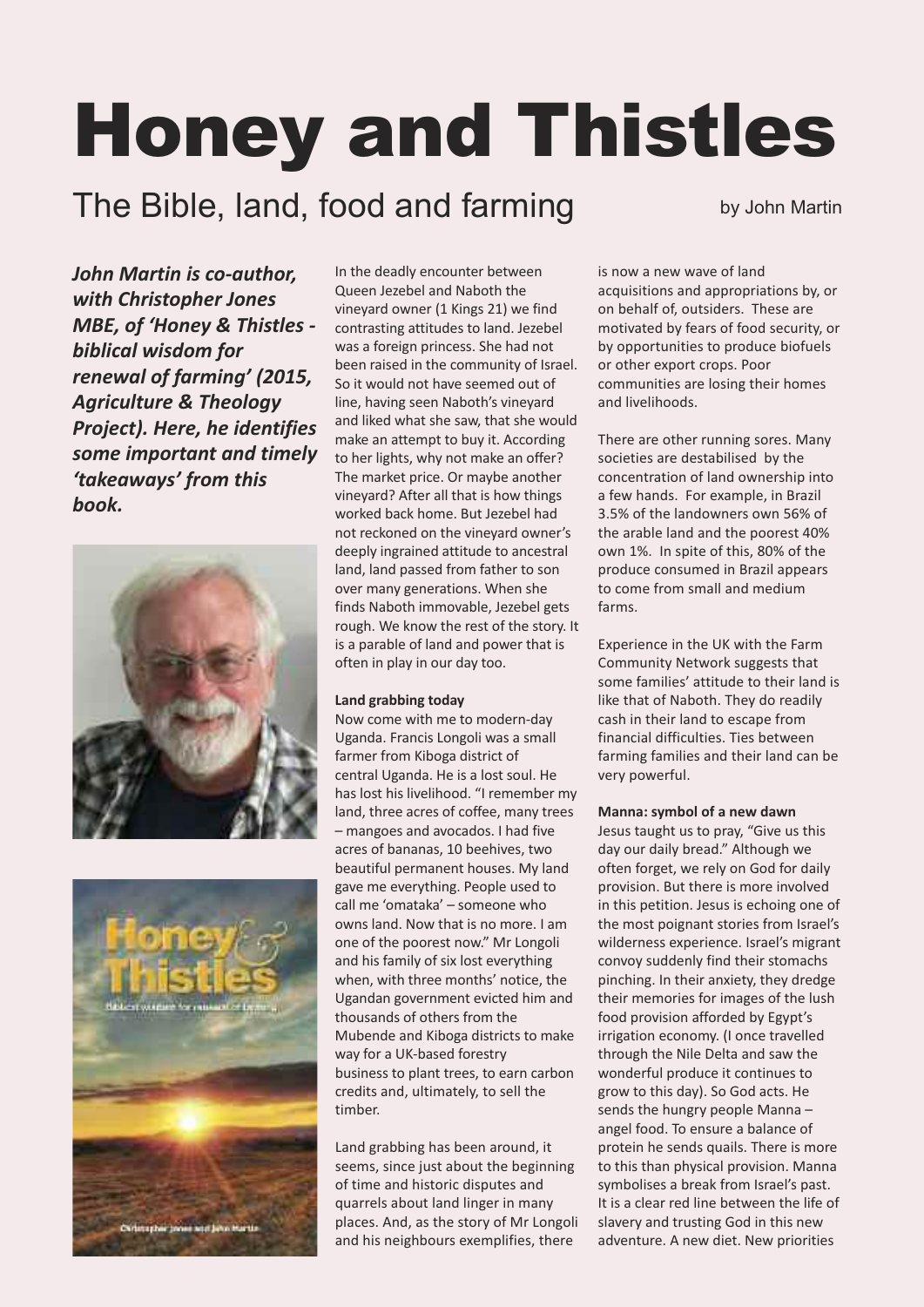# Honey and Thistles

## The Bible, land, food and farming

by John Martin

***John Martin is co-author, with Christopher Jones MBE, of 'Honey & Thistles - biblical wisdom for renewal of farming' (2015, Agriculture & Theology Project). Here, he identifies some important and timely 'takeaways' from this book.***

In the deadly encounter between Queen Jezebel and Naboth the vineyard owner (1 Kings 21) we find contrasting attitudes to land. Jezebel was a foreign princess. She had not been raised in the community of Israel. So it would not have seemed out of line, having seen Naboth's vineyard and liked what she saw, that she would make an attempt to buy it. According to her lights, why not make an offer? The market price. Or maybe another vineyard? After all that is how things worked back home. But Jezebel had not reckoned on the vineyard owner's deeply ingrained attitude to ancestral land, land passed from father to son over many generations. When she finds Naboth immovable, Jezebel gets rough. We know the rest of the story. It is a parable of land and power that is often in play in our day too.

**Land grabbing today**

Now come with me to modern-day Uganda. Francis Longoli was a small farmer from Kiboga district of central Uganda. He is a lost soul. He has lost his livelihood. "I remember my land, three acres of coffee, many trees – mangoes and avocados. I had five acres of bananas, 10 beehives, two beautiful permanent houses. My land gave me everything. People used to call me 'omataka' – someone who owns land. Now that is no more. I am one of the poorest now." Mr Longoli and his family of six lost everything when, with three months' notice, the Ugandan government evicted him and thousands of others from the Mubende and Kiboga districts to make way for a UK-based forestry business to plant trees, to earn carbon credits and, ultimately, to sell the timber.

Land grabbing has been around, it seems, since just about the beginning of time and historic disputes and quarrels about land linger in many places. And, as the story of Mr Longoli and his neighbours exemplifies, there is now a new wave of land acquisitions and appropriations by, or on behalf of, outsiders. These are motivated by fears of food security, or by opportunities to produce biofuels or other export crops. Poor communities are losing their homes and livelihoods.

There are other running sores. Many societies are destabilised by the concentration of land ownership into a few hands. For example, in Brazil 3.5% of the landowners own 56% of the arable land and the poorest 40% own 1%. In spite of this, 80% of the produce consumed in Brazil appears to come from small and medium farms.

Experience in the UK with the Farm Community Network suggests that some families' attitude to their land is like that of Naboth. They do readily cash in their land to escape from financial difficulties. Ties between farming families and their land can be very powerful.

**Manna: symbol of a new dawn**

Jesus taught us to pray, "Give us this day our daily bread." Although we often forget, we rely on God for daily provision. But there is more involved in this petition. Jesus is echoing one of the most poignant stories from Israel's wilderness experience. Israel's migrant convoy suddenly find their stomachs pinching. In their anxiety, they dredge their memories for images of the lush food provision afforded by Egypt's irrigation economy. (I once travelled through the Nile Delta and saw the wonderful produce it continues to grow to this day). So God acts. He sends the hungry people Manna – angel food. To ensure a balance of protein he sends quails. There is more to this than physical provision. Manna symbolises a break from Israel's past. It is a clear red line between the life of slavery and trusting God in this new adventure. A new diet. New priorities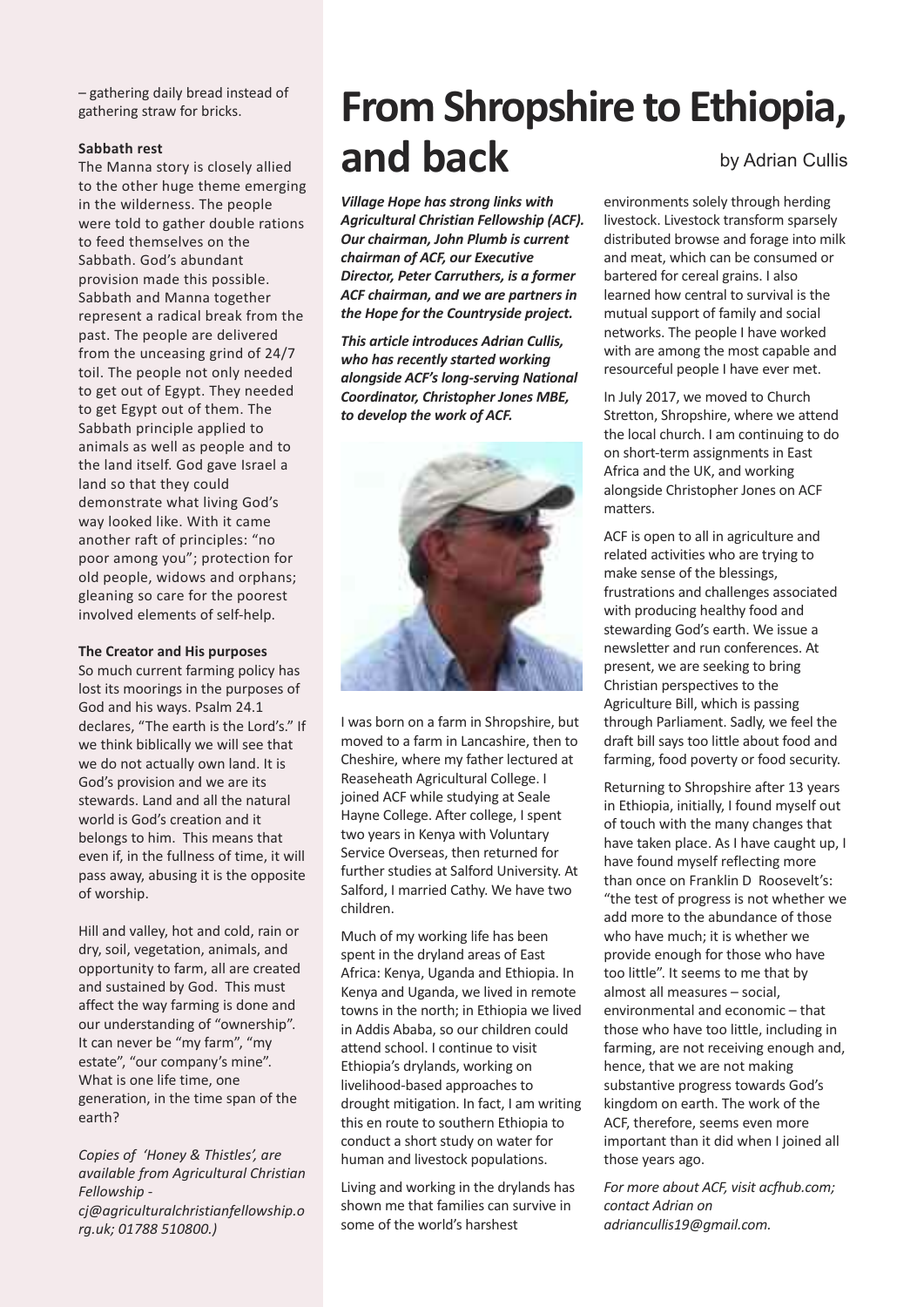– gathering daily bread instead of gathering straw for bricks.

**Sabbath rest**

The Manna story is closely allied to the other huge theme emerging in the wilderness. The people were told to gather double rations to feed themselves on the Sabbath. God's abundant provision made this possible. Sabbath and Manna together represent a radical break from the past. The people are delivered from the unceasing grind of 24/7 toil. The people not only needed to get out of Egypt. They needed to get Egypt out of them. The Sabbath principle applied to animals as well as people and to the land itself. God gave Israel a land so that they could demonstrate what living God's way looked like. With it came another raft of principles: "no poor among you"; protection for old people, widows and orphans; gleaning so care for the poorest involved elements of self-help.

**The Creator and His purposes**

So much current farming policy has lost its moorings in the purposes of God and his ways. Psalm 24.1 declares, "The earth is the Lord's." If we think biblically we will see that we do not actually own land. It is God's provision and we are its stewards. Land and all the natural world is God's creation and it belongs to him. This means that even if, in the fullness of time, it will pass away, abusing it is the opposite of worship.

Hill and valley, hot and cold, rain or dry, soil, vegetation, animals, and opportunity to farm, all are created and sustained by God. This must affect the way farming is done and our understanding of "ownership". It can never be "my farm", "my estate", "our company's mine". What is one life time, one generation, in the time span of the earth?

*Copies of 'Honey & Thistles', are available from Agricultural Christian Fellowship - cj@agriculturalchristianfellowship.org.uk; 01788 510800.)*

# From Shropshire to Ethiopia, and back

by Adrian Cullis

***Village Hope has strong links with Agricultural Christian Fellowship (ACF). Our chairman, John Plumb is current chairman of ACF, our Executive Director, Peter Carruthers, is a former ACF chairman, and we are partners in the Hope for the Countryside project.***

***This article introduces Adrian Cullis, who has recently started working alongside ACF's long-serving National Coordinator, Christopher Jones MBE, to develop the work of ACF.***

I was born on a farm in Shropshire, but moved to a farm in Lancashire, then to Cheshire, where my father lectured at Reaseheath Agricultural College. I joined ACF while studying at Seale Hayne College. After college, I spent two years in Kenya with Voluntary Service Overseas, then returned for further studies at Salford University. At Salford, I married Cathy. We have two children.

Much of my working life has been spent in the dryland areas of East Africa: Kenya, Uganda and Ethiopia. In Kenya and Uganda, we lived in remote towns in the north; in Ethiopia we lived in Addis Ababa, so our children could attend school. I continue to visit Ethiopia's drylands, working on livelihood-based approaches to drought mitigation. In fact, I am writing this en route to southern Ethiopia to conduct a short study on water for human and livestock populations.

Living and working in the drylands has shown me that families can survive in some of the world's harshest environments solely through herding livestock. Livestock transform sparsely distributed browse and forage into milk and meat, which can be consumed or bartered for cereal grains. I also learned how central to survival is the mutual support of family and social networks. The people I have worked with are among the most capable and resourceful people I have ever met.

In July 2017, we moved to Church Stretton, Shropshire, where we attend the local church. I am continuing to do on short-term assignments in East Africa and the UK, and working alongside Christopher Jones on ACF matters.

ACF is open to all in agriculture and related activities who are trying to make sense of the blessings, frustrations and challenges associated with producing healthy food and stewarding God's earth. We issue a newsletter and run conferences. At present, we are seeking to bring Christian perspectives to the Agriculture Bill, which is passing through Parliament. Sadly, we feel the draft bill says too little about food and farming, food poverty or food security.

Returning to Shropshire after 13 years in Ethiopia, initially, I found myself out of touch with the many changes that have taken place. As I have caught up, I have found myself reflecting more than once on Franklin D Roosevelt's: "the test of progress is not whether we add more to the abundance of those who have much; it is whether we provide enough for those who have too little". It seems to me that by almost all measures – social, environmental and economic – that those who have too little, including in farming, are not receiving enough and, hence, that we are not making substantive progress towards God's kingdom on earth. The work of the ACF, therefore, seems even more important than it did when I joined all those years ago.

*For more about ACF, visit acfhub.com; contact Adrian on adriancullis19@gmail.com.*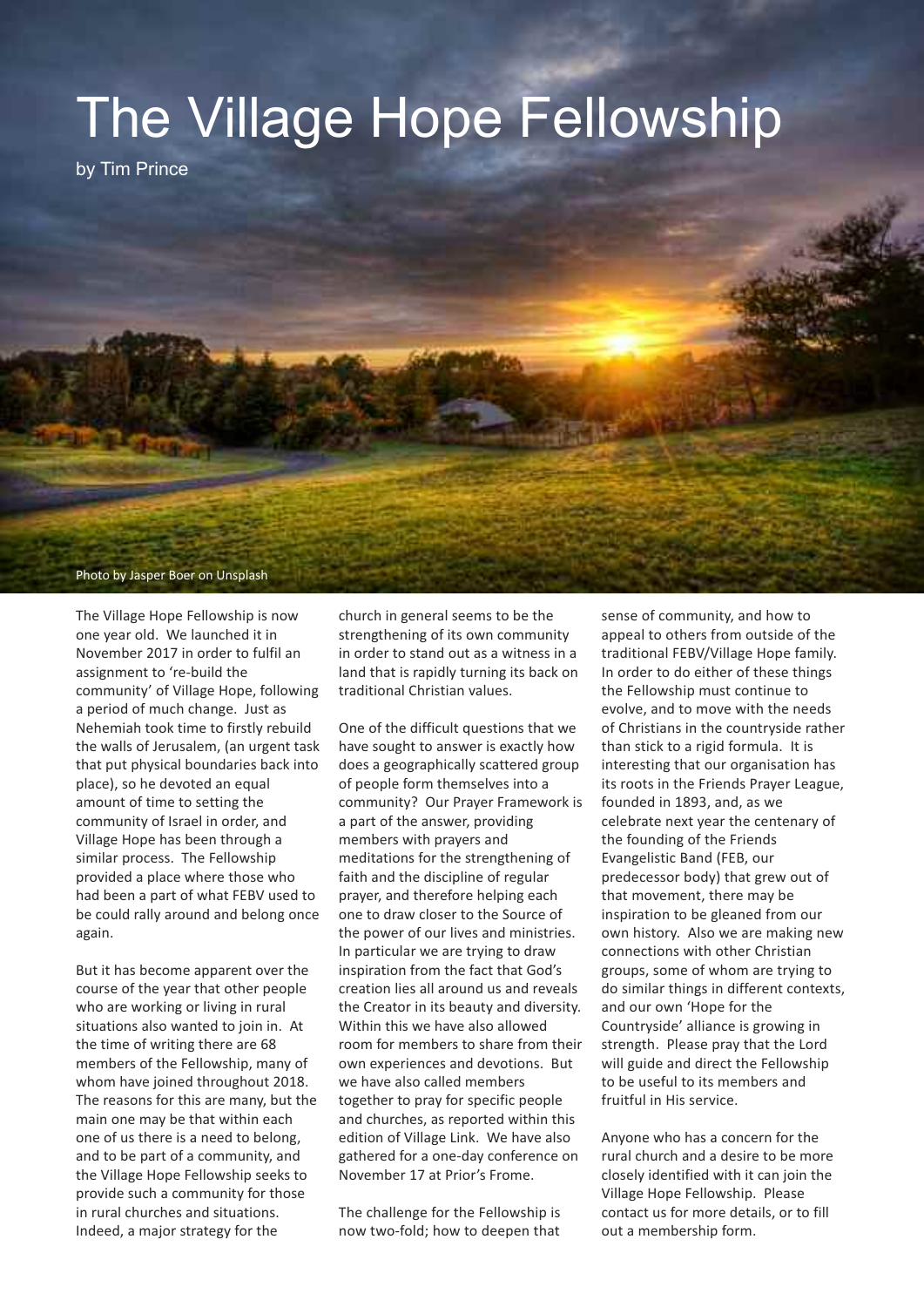# The Village Hope Fellowship

by Tim Prince

Photo by Jasper Boer on Unsplash

The Village Hope Fellowship is now one year old. We launched it in November 2017 in order to fulfil an assignment to 're-build the community' of Village Hope, following a period of much change. Just as Nehemiah took time to firstly rebuild the walls of Jerusalem, (an urgent task that put physical boundaries back into place), so he devoted an equal amount of time to setting the community of Israel in order, and Village Hope has been through a similar process. The Fellowship provided a place where those who had been a part of what FEBV used to be could rally around and belong once again.

But it has become apparent over the course of the year that other people who are working or living in rural situations also wanted to join in. At the time of writing there are 68 members of the Fellowship, many of whom have joined throughout 2018. The reasons for this are many, but the main one may be that within each one of us there is a need to belong, and to be part of a community, and the Village Hope Fellowship seeks to provide such a community for those in rural churches and situations. Indeed, a major strategy for the church in general seems to be the strengthening of its own community in order to stand out as a witness in a land that is rapidly turning its back on traditional Christian values.

One of the difficult questions that we have sought to answer is exactly how does a geographically scattered group of people form themselves into a community? Our Prayer Framework is a part of the answer, providing members with prayers and meditations for the strengthening of faith and the discipline of regular prayer, and therefore helping each one to draw closer to the Source of the power of our lives and ministries. In particular we are trying to draw inspiration from the fact that God's creation lies all around us and reveals the Creator in its beauty and diversity. Within this we have also allowed room for members to share from their own experiences and devotions. But we have also called members together to pray for specific people and churches, as reported within this edition of Village Link. We have also gathered for a one-day conference on November 17 at Prior's Frome.

The challenge for the Fellowship is now two-fold; how to deepen that sense of community, and how to appeal to others from outside of the traditional FEBV/Village Hope family. In order to do either of these things the Fellowship must continue to evolve, and to move with the needs of Christians in the countryside rather than stick to a rigid formula. It is interesting that our organisation has its roots in the Friends Prayer League, founded in 1893, and, as we celebrate next year the centenary of the founding of the Friends Evangelistic Band (FEB, our predecessor body) that grew out of that movement, there may be inspiration to be gleaned from our own history. Also we are making new connections with other Christian groups, some of whom are trying to do similar things in different contexts, and our own 'Hope for the Countryside' alliance is growing in strength. Please pray that the Lord will guide and direct the Fellowship to be useful to its members and fruitful in His service.

Anyone who has a concern for the rural church and a desire to be more closely identified with it can join the Village Hope Fellowship. Please contact us for more details, or to fill out a membership form.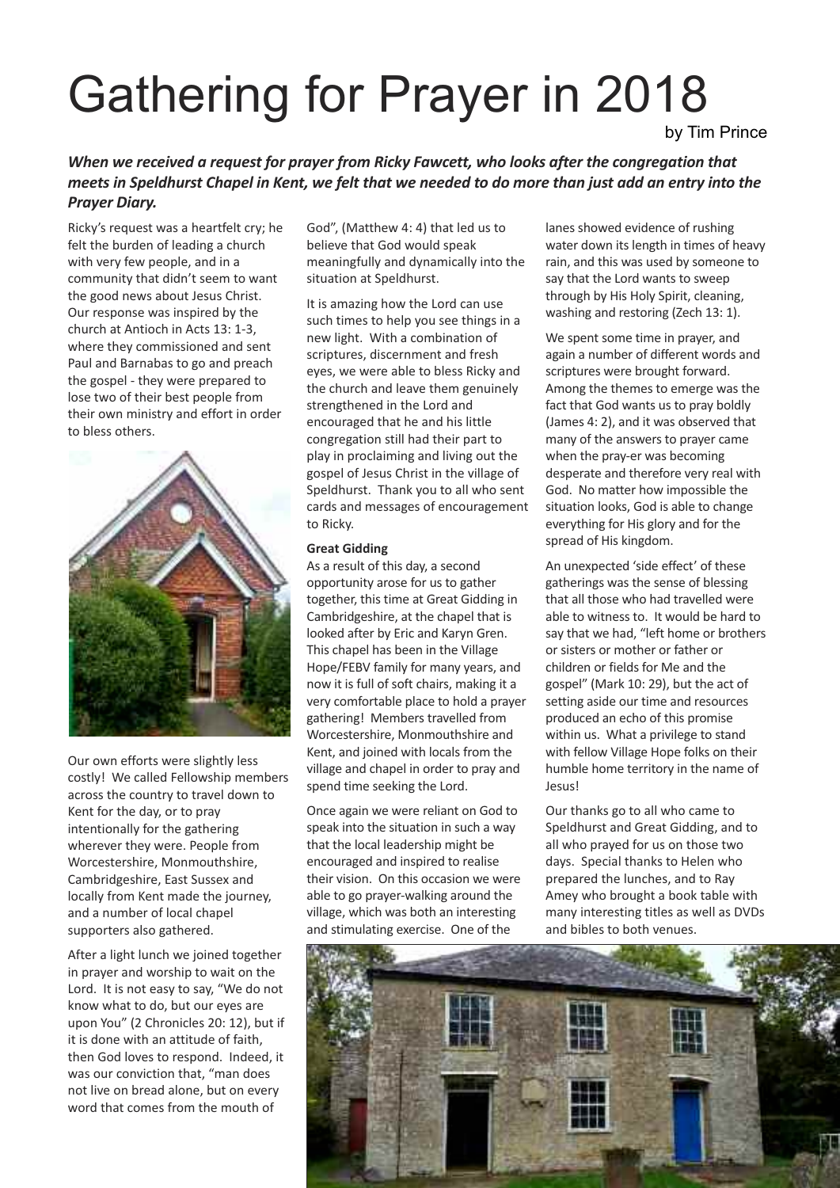# Gathering for Prayer in 2018

by Tim Prince

***When we received a request for prayer from Ricky Fawcett, who looks after the congregation that meets in Speldhurst Chapel in Kent, we felt that we needed to do more than just add an entry into the Prayer Diary.***

Ricky's request was a heartfelt cry; he felt the burden of leading a church with very few people, and in a community that didn't seem to want the good news about Jesus Christ. Our response was inspired by the church at Antioch in Acts 13: 1-3, where they commissioned and sent Paul and Barnabas to go and preach the gospel - they were prepared to lose two of their best people from their own ministry and effort in order to bless others.

Our own efforts were slightly less costly! We called Fellowship members across the country to travel down to Kent for the day, or to pray intentionally for the gathering wherever they were. People from Worcestershire, Monmouthshire, Cambridgeshire, East Sussex and locally from Kent made the journey, and a number of local chapel supporters also gathered.

After a light lunch we joined together in prayer and worship to wait on the Lord. It is not easy to say, "We do not know what to do, but our eyes are upon You" (2 Chronicles 20: 12), but if it is done with an attitude of faith, then God loves to respond. Indeed, it was our conviction that, "man does not live on bread alone, but on every word that comes from the mouth of God", (Matthew 4: 4) that led us to believe that God would speak meaningfully and dynamically into the situation at Speldhurst.

It is amazing how the Lord can use such times to help you see things in a new light. With a combination of scriptures, discernment and fresh eyes, we were able to bless Ricky and the church and leave them genuinely strengthened in the Lord and encouraged that he and his little congregation still had their part to play in proclaiming and living out the gospel of Jesus Christ in the village of Speldhurst. Thank you to all who sent cards and messages of encouragement to Ricky.

**Great Gidding**

As a result of this day, a second opportunity arose for us to gather together, this time at Great Gidding in Cambridgeshire, at the chapel that is looked after by Eric and Karyn Gren. This chapel has been in the Village Hope/FEBV family for many years, and now it is full of soft chairs, making it a very comfortable place to hold a prayer gathering! Members travelled from Worcestershire, Monmouthshire and Kent, and joined with locals from the village and chapel in order to pray and spend time seeking the Lord.

Once again we were reliant on God to speak into the situation in such a way that the local leadership might be encouraged and inspired to realise their vision. On this occasion we were able to go prayer-walking around the village, which was both an interesting and stimulating exercise. One of the lanes showed evidence of rushing water down its length in times of heavy rain, and this was used by someone to say that the Lord wants to sweep through by His Holy Spirit, cleaning, washing and restoring (Zech 13: 1).

We spent some time in prayer, and again a number of different words and scriptures were brought forward. Among the themes to emerge was the fact that God wants us to pray boldly (James 4: 2), and it was observed that many of the answers to prayer came when the pray-er was becoming desperate and therefore very real with God. No matter how impossible the situation looks, God is able to change everything for His glory and for the spread of His kingdom.

An unexpected 'side effect' of these gatherings was the sense of blessing that all those who had travelled were able to witness to. It would be hard to say that we had, "left home or brothers or sisters or mother or father or children or fields for Me and the gospel" (Mark 10: 29), but the act of setting aside our time and resources produced an echo of this promise within us. What a privilege to stand with fellow Village Hope folks on their humble home territory in the name of Jesus!

Our thanks go to all who came to Speldhurst and Great Gidding, and to all who prayed for us on those two days. Special thanks to Helen who prepared the lunches, and to Ray Amey who brought a book table with many interesting titles as well as DVDs and bibles to both venues.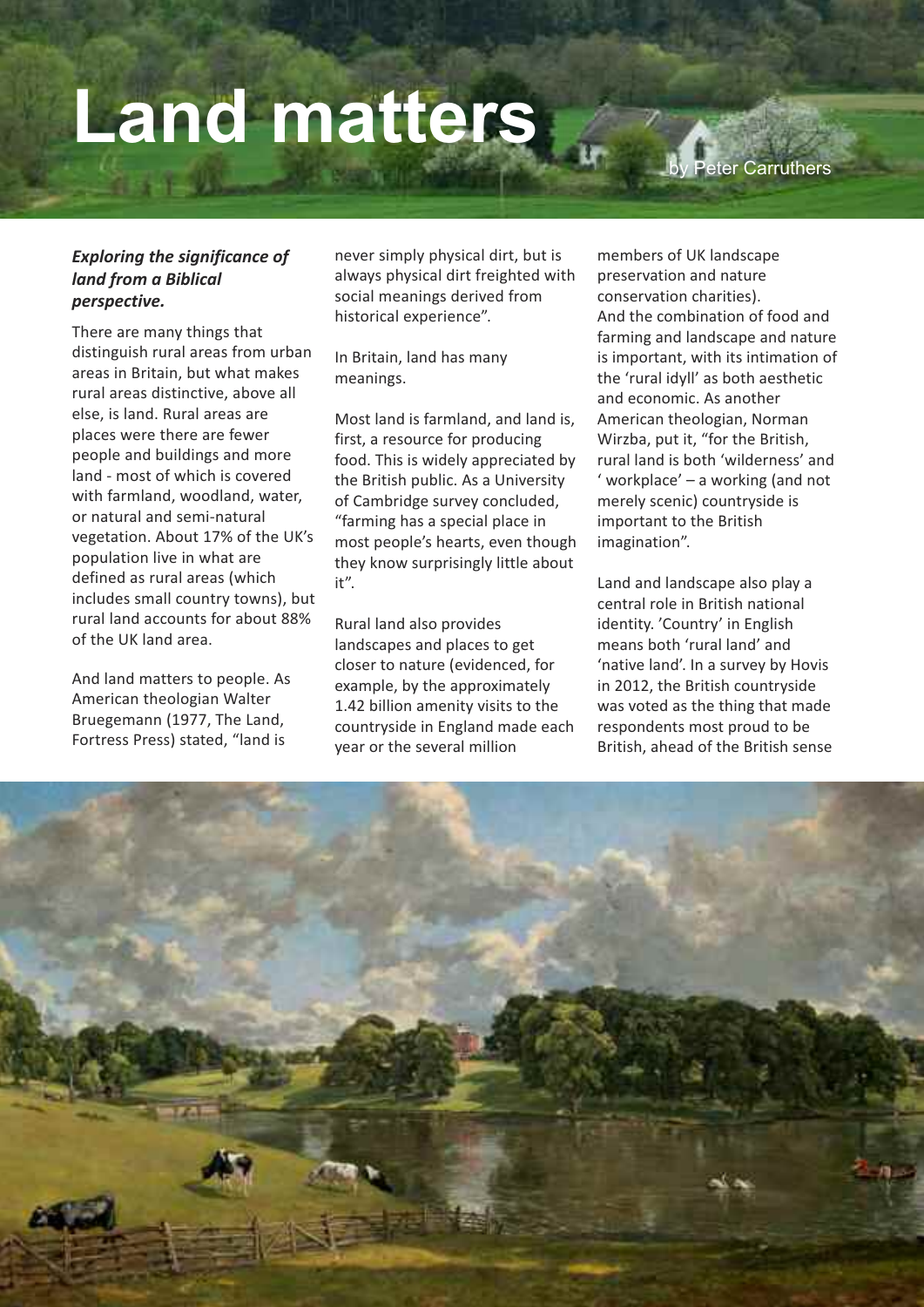# Land matters

by Peter Carruthers

***Exploring the significance of land from a Biblical perspective.***

There are many things that distinguish rural areas from urban areas in Britain, but what makes rural areas distinctive, above all else, is land. Rural areas are places were there are fewer people and buildings and more land - most of which is covered with farmland, woodland, water, or natural and semi-natural vegetation. About 17% of the UK's population live in what are defined as rural areas (which includes small country towns), but rural land accounts for about 88% of the UK land area.

And land matters to people. As American theologian Walter Bruegemann (1977, The Land, Fortress Press) stated, "land is never simply physical dirt, but is always physical dirt freighted with social meanings derived from historical experience".

In Britain, land has many meanings.

Most land is farmland, and land is, first, a resource for producing food. This is widely appreciated by the British public. As a University of Cambridge survey concluded, "farming has a special place in most people's hearts, even though they know surprisingly little about it".

Rural land also provides landscapes and places to get closer to nature (evidenced, for example, by the approximately 1.42 billion amenity visits to the countryside in England made each year or the several million members of UK landscape preservation and nature conservation charities).
And the combination of food and farming and landscape and nature is important, with its intimation of the 'rural idyll' as both aesthetic and economic. As another American theologian, Norman Wirzba, put it, "for the British, rural land is both 'wilderness' and ' workplace' – a working (and not merely scenic) countryside is important to the British imagination".

Land and landscape also play a central role in British national identity. 'Country' in English means both 'rural land' and 'native land'. In a survey by Hovis in 2012, the British countryside was voted as the thing that made respondents most proud to be British, ahead of the British sense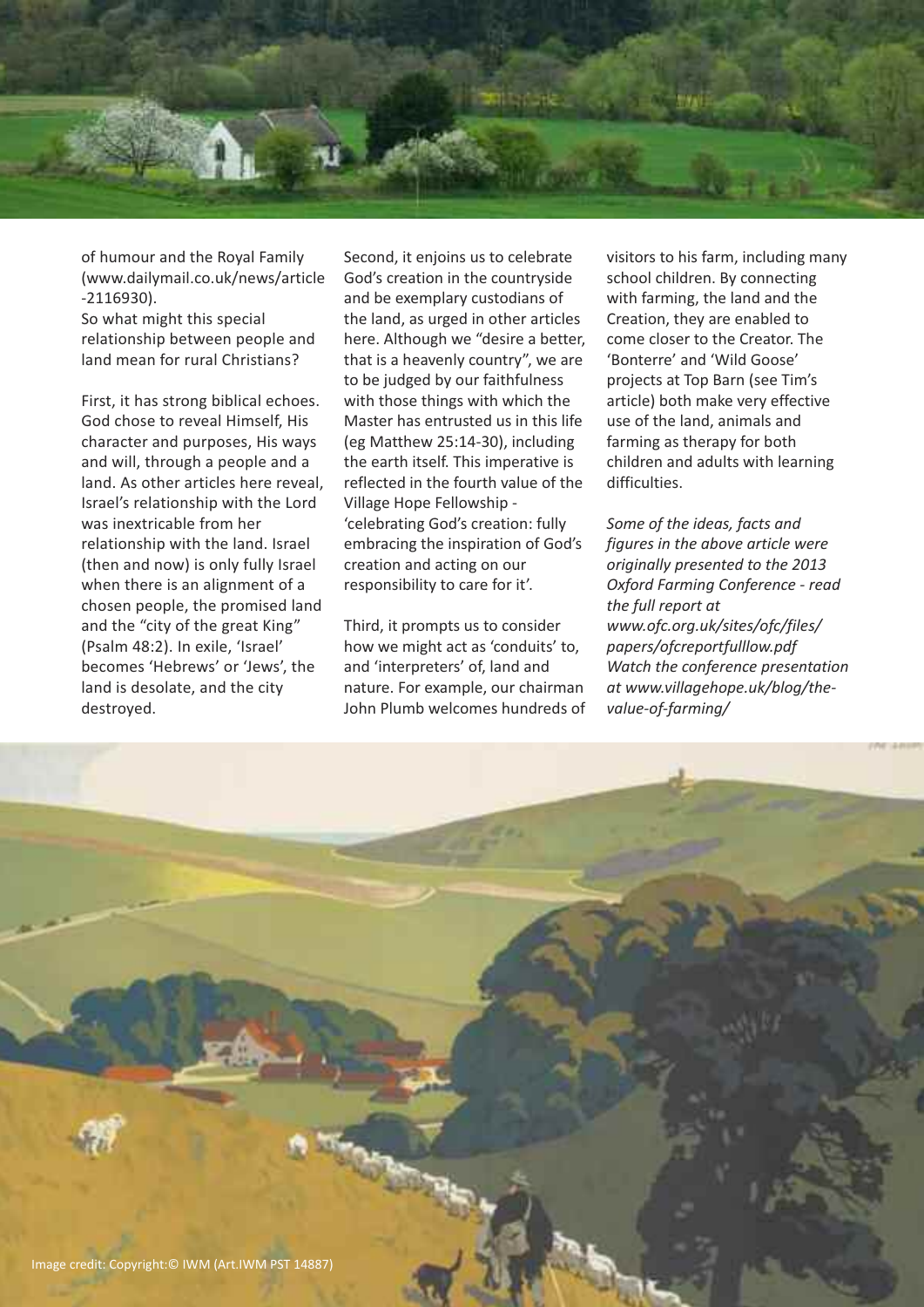of humour and the Royal Family (www.dailymail.co.uk/news/article-2116930).

So what might this special relationship between people and land mean for rural Christians?

First, it has strong biblical echoes. God chose to reveal Himself, His character and purposes, His ways and will, through a people and a land. As other articles here reveal, Israel's relationship with the Lord was inextricable from her relationship with the land. Israel (then and now) is only fully Israel when there is an alignment of a chosen people, the promised land and the "city of the great King" (Psalm 48:2). In exile, 'Israel' becomes 'Hebrews' or 'Jews', the land is desolate, and the city destroyed.

Second, it enjoins us to celebrate God's creation in the countryside and be exemplary custodians of the land, as urged in other articles here. Although we "desire a better, that is a heavenly country", we are to be judged by our faithfulness with those things with which the Master has entrusted us in this life (eg Matthew 25:14-30), including the earth itself. This imperative is reflected in the fourth value of the Village Hope Fellowship - 'celebrating God's creation: fully embracing the inspiration of God's creation and acting on our responsibility to care for it'.

Third, it prompts us to consider how we might act as 'conduits' to, and 'interpreters' of, land and nature. For example, our chairman John Plumb welcomes hundreds of visitors to his farm, including many school children. By connecting with farming, the land and the Creation, they are enabled to come closer to the Creator. The 'Bonterre' and 'Wild Goose' projects at Top Barn (see Tim's article) both make very effective use of the land, animals and farming as therapy for both children and adults with learning difficulties.

*Some of the ideas, facts and figures in the above article were originally presented to the 2013 Oxford Farming Conference - read the full report at www.ofc.org.uk/sites/ofc/files/papers/ofcreportfulllow.pdf Watch the conference presentation at www.villagehope.uk/blog/the-value-of-farming/*

Image credit: Copyright:© IWM (Art.IWM PST 14887)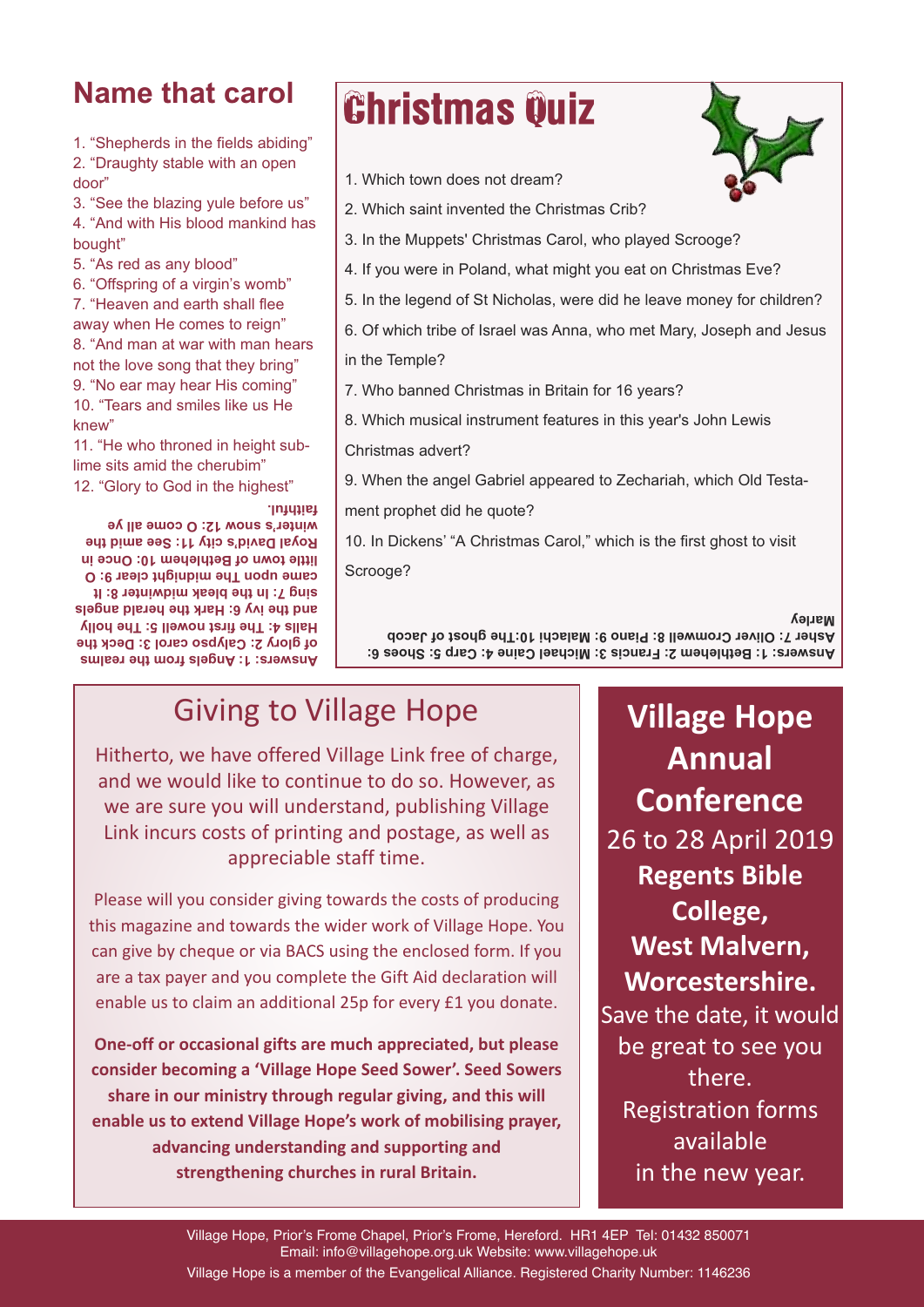## Name that carol

1. "Shepherds in the fields abiding"
2. "Draughty stable with an open door"
3. "See the blazing yule before us"
4. "And with His blood mankind has bought"
5. "As red as any blood"
6. "Offspring of a virgin's womb"
7. "Heaven and earth shall flee away when He comes to reign"
8. "And man at war with man hears not the love song that they bring"
9. "No ear may hear His coming"
10. "Tears and smiles like us He knew"
11. "He who throned in height sublime sits amid the cherubim"
12. "Glory to God in the highest"

**Answers: 1: Angels from the realms of glory 2: Calypso carol 3: Deck the Halls 4: The first nowell 5: The holly and the ivy 6: Hark the herald angels sing 7: In the bleak midwinter 8: It came upon The midnight clear 9: O little town of Bethlehem 10: Once in Royal David's city 11: See amid the winter's snow 12: O come all ye faithful.**

## Christmas Quiz

1. Which town does not dream?
2. Which saint invented the Christmas Crib?
3. In the Muppets' Christmas Carol, who played Scrooge?
4. If you were in Poland, what might you eat on Christmas Eve?
5. In the legend of St Nicholas, were did he leave money for children?
6. Of which tribe of Israel was Anna, who met Mary, Joseph and Jesus in the Temple?
7. Who banned Christmas in Britain for 16 years?
8. Which musical instrument features in this year's John Lewis Christmas advert?
9. When the angel Gabriel appeared to Zechariah, which Old Testament prophet did he quote?
10. In Dickens' "A Christmas Carol," which is the first ghost to visit Scrooge?

**Answers: 1: Bethlehem 2: Francis 3: Michael Caine 4: Carp 5: Shoes 6: Asher 7: Oliver Cromwell 8: Piano 9: Malachi 10:The ghost of Jacob Marley**

## Giving to Village Hope

Hitherto, we have offered Village Link free of charge, and we would like to continue to do so. However, as we are sure you will understand, publishing Village Link incurs costs of printing and postage, as well as appreciable staff time.

Please will you consider giving towards the costs of producing this magazine and towards the wider work of Village Hope. You can give by cheque or via BACS using the enclosed form. If you are a tax payer and you complete the Gift Aid declaration will enable us to claim an additional 25p for every £1 you donate.

**One-off or occasional gifts are much appreciated, but please consider becoming a 'Village Hope Seed Sower'. Seed Sowers share in our ministry through regular giving, and this will enable us to extend Village Hope's work of mobilising prayer, advancing understanding and supporting and strengthening churches in rural Britain.**

## Village Hope Annual Conference

26 to 28 April 2019

**Regents Bible College, West Malvern, Worcestershire.**

Save the date, it would be great to see you there.
Registration forms available in the new year.

Village Hope, Prior's Frome Chapel, Prior's Frome, Hereford. HR1 4EP Tel: 01432 850071
Email: info@villagehope.org.uk Website: www.villagehope.uk
Village Hope is a member of the Evangelical Alliance. Registered Charity Number: 1146236